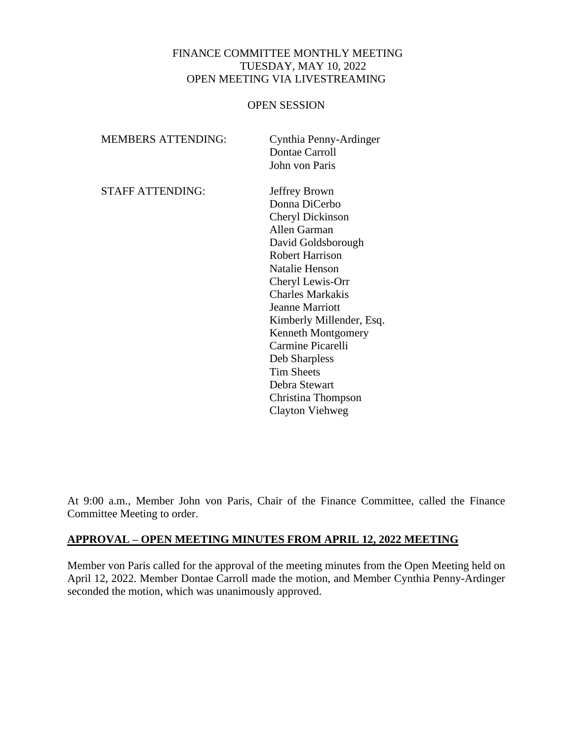FINANCE COMMITTEE MONTHLY MEETING
TUESDAY, MAY 10, 2022
OPEN MEETING VIA LIVESTREAMING

OPEN SESSION

| | |
|---|---|
| MEMBERS ATTENDING: | Cynthia Penny-Ardinger<br>Dontae Carroll<br>John von Paris |
| STAFF ATTENDING: | Jeffrey Brown<br>Donna DiCerbo<br>Cheryl Dickinson<br>Allen Garman<br>David Goldsborough<br>Robert Harrison<br>Natalie Henson<br>Cheryl Lewis-Orr<br>Charles Markakis<br>Jeanne Marriott<br>Kimberly Millender, Esq.<br>Kenneth Montgomery<br>Carmine Picarelli<br>Deb Sharpless<br>Tim Sheets<br>Debra Stewart<br>Christina Thompson<br>Clayton Viehweg |

At 9:00 a.m., Member John von Paris, Chair of the Finance Committee, called the Finance Committee Meeting to order.

**APPROVAL – OPEN MEETING MINUTES FROM APRIL 12, 2022 MEETING**

Member von Paris called for the approval of the meeting minutes from the Open Meeting held on April 12, 2022. Member Dontae Carroll made the motion, and Member Cynthia Penny-Ardinger seconded the motion, which was unanimously approved.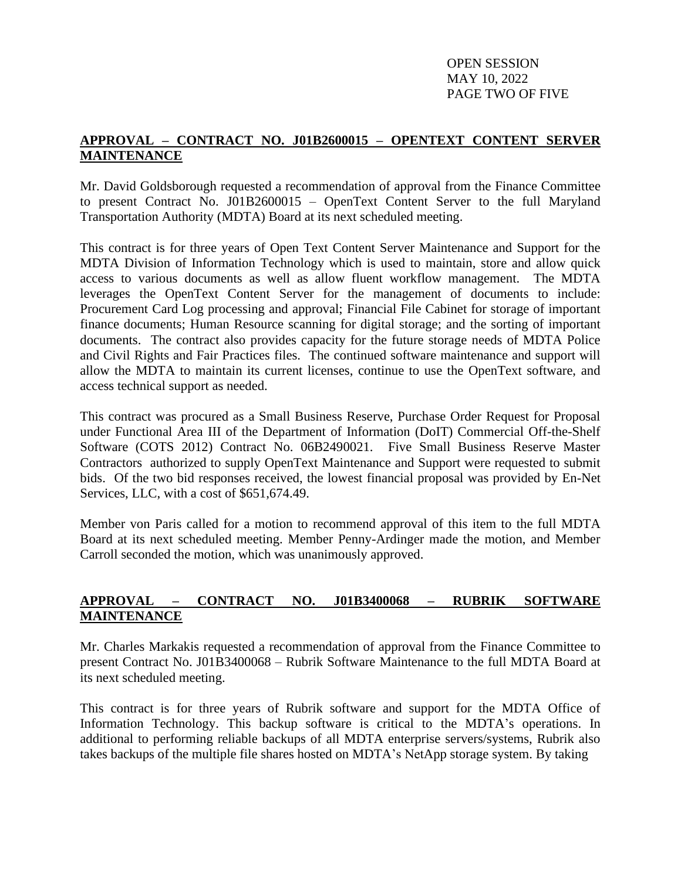**APPROVAL – CONTRACT NO. J01B2600015 – OPENTEXT CONTENT SERVER MAINTENANCE**

Mr. David Goldsborough requested a recommendation of approval from the Finance Committee to present Contract No. J01B2600015 – OpenText Content Server to the full Maryland Transportation Authority (MDTA) Board at its next scheduled meeting.

This contract is for three years of Open Text Content Server Maintenance and Support for the MDTA Division of Information Technology which is used to maintain, store and allow quick access to various documents as well as allow fluent workflow management. The MDTA leverages the OpenText Content Server for the management of documents to include: Procurement Card Log processing and approval; Financial File Cabinet for storage of important finance documents; Human Resource scanning for digital storage; and the sorting of important documents. The contract also provides capacity for the future storage needs of MDTA Police and Civil Rights and Fair Practices files. The continued software maintenance and support will allow the MDTA to maintain its current licenses, continue to use the OpenText software, and access technical support as needed.

This contract was procured as a Small Business Reserve, Purchase Order Request for Proposal under Functional Area III of the Department of Information (DoIT) Commercial Off-the-Shelf Software (COTS 2012) Contract No. 06B2490021. Five Small Business Reserve Master Contractors authorized to supply OpenText Maintenance and Support were requested to submit bids. Of the two bid responses received, the lowest financial proposal was provided by En-Net Services, LLC, with a cost of $651,674.49.

Member von Paris called for a motion to recommend approval of this item to the full MDTA Board at its next scheduled meeting. Member Penny-Ardinger made the motion, and Member Carroll seconded the motion, which was unanimously approved.

**APPROVAL – CONTRACT NO. J01B3400068 – RUBRIK SOFTWARE MAINTENANCE**

Mr. Charles Markakis requested a recommendation of approval from the Finance Committee to present Contract No. J01B3400068 – Rubrik Software Maintenance to the full MDTA Board at its next scheduled meeting.

This contract is for three years of Rubrik software and support for the MDTA Office of Information Technology. This backup software is critical to the MDTA's operations. In additional to performing reliable backups of all MDTA enterprise servers/systems, Rubrik also takes backups of the multiple file shares hosted on MDTA's NetApp storage system. By taking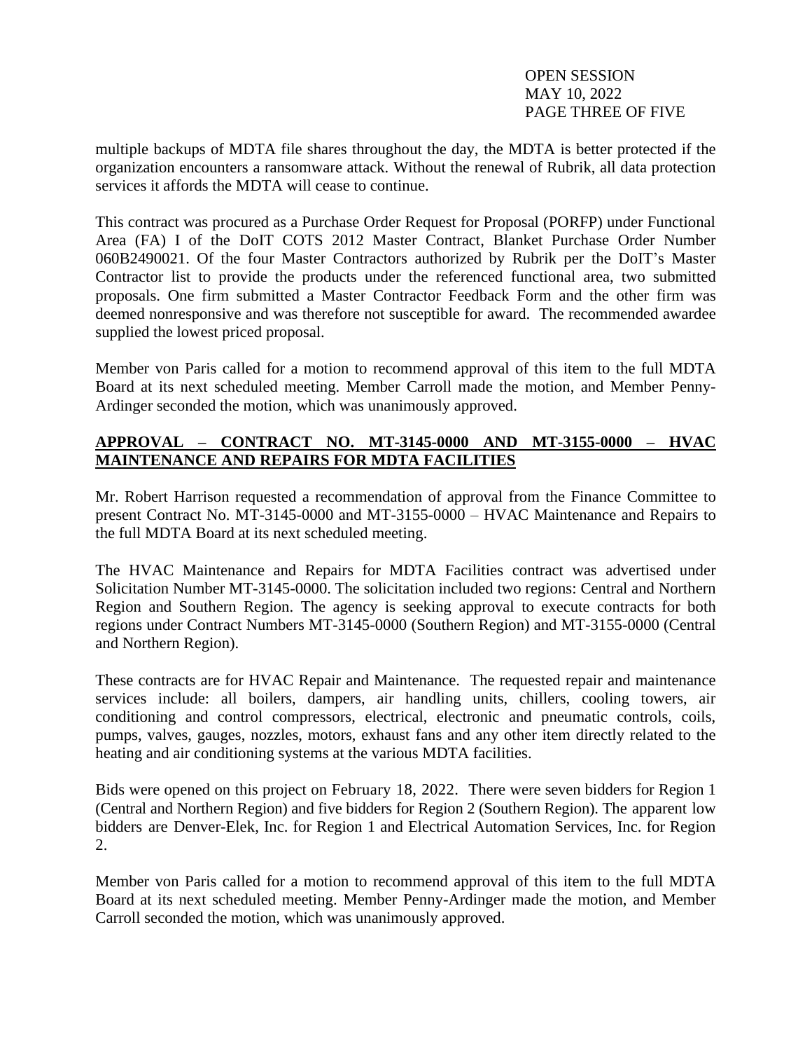multiple backups of MDTA file shares throughout the day, the MDTA is better protected if the organization encounters a ransomware attack. Without the renewal of Rubrik, all data protection services it affords the MDTA will cease to continue.

This contract was procured as a Purchase Order Request for Proposal (PORFP) under Functional Area (FA) I of the DoIT COTS 2012 Master Contract, Blanket Purchase Order Number 060B2490021. Of the four Master Contractors authorized by Rubrik per the DoIT's Master Contractor list to provide the products under the referenced functional area, two submitted proposals. One firm submitted a Master Contractor Feedback Form and the other firm was deemed nonresponsive and was therefore not susceptible for award. The recommended awardee supplied the lowest priced proposal.

Member von Paris called for a motion to recommend approval of this item to the full MDTA Board at its next scheduled meeting. Member Carroll made the motion, and Member Penny-Ardinger seconded the motion, which was unanimously approved.

## APPROVAL – CONTRACT NO. MT-3145-0000 AND MT-3155-0000 – HVAC MAINTENANCE AND REPAIRS FOR MDTA FACILITIES

Mr. Robert Harrison requested a recommendation of approval from the Finance Committee to present Contract No. MT-3145-0000 and MT-3155-0000 – HVAC Maintenance and Repairs to the full MDTA Board at its next scheduled meeting.

The HVAC Maintenance and Repairs for MDTA Facilities contract was advertised under Solicitation Number MT-3145-0000. The solicitation included two regions: Central and Northern Region and Southern Region. The agency is seeking approval to execute contracts for both regions under Contract Numbers MT-3145-0000 (Southern Region) and MT-3155-0000 (Central and Northern Region).

These contracts are for HVAC Repair and Maintenance. The requested repair and maintenance services include: all boilers, dampers, air handling units, chillers, cooling towers, air conditioning and control compressors, electrical, electronic and pneumatic controls, coils, pumps, valves, gauges, nozzles, motors, exhaust fans and any other item directly related to the heating and air conditioning systems at the various MDTA facilities.

Bids were opened on this project on February 18, 2022. There were seven bidders for Region 1 (Central and Northern Region) and five bidders for Region 2 (Southern Region). The apparent low bidders are Denver-Elek, Inc. for Region 1 and Electrical Automation Services, Inc. for Region 2.

Member von Paris called for a motion to recommend approval of this item to the full MDTA Board at its next scheduled meeting. Member Penny-Ardinger made the motion, and Member Carroll seconded the motion, which was unanimously approved.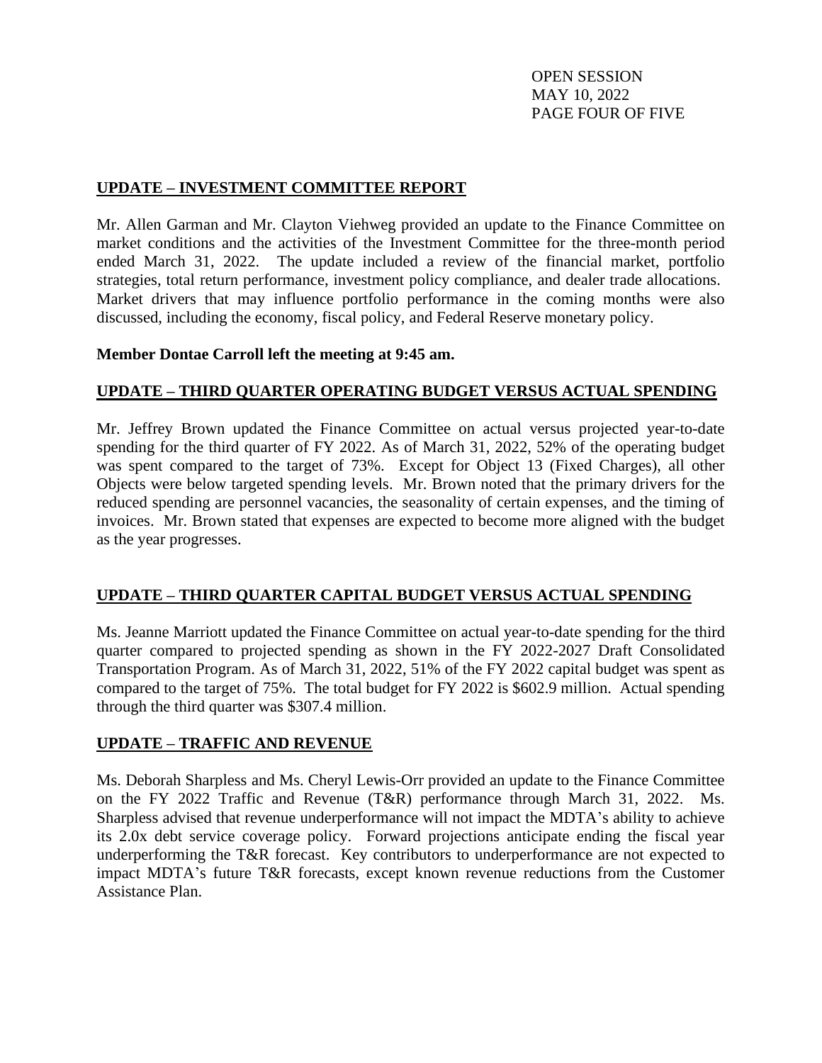## UPDATE – INVESTMENT COMMITTEE REPORT

Mr. Allen Garman and Mr. Clayton Viehweg provided an update to the Finance Committee on market conditions and the activities of the Investment Committee for the three-month period ended March 31, 2022. The update included a review of the financial market, portfolio strategies, total return performance, investment policy compliance, and dealer trade allocations. Market drivers that may influence portfolio performance in the coming months were also discussed, including the economy, fiscal policy, and Federal Reserve monetary policy.

**Member Dontae Carroll left the meeting at 9:45 am.**

## UPDATE – THIRD QUARTER OPERATING BUDGET VERSUS ACTUAL SPENDING

Mr. Jeffrey Brown updated the Finance Committee on actual versus projected year-to-date spending for the third quarter of FY 2022. As of March 31, 2022, 52% of the operating budget was spent compared to the target of 73%. Except for Object 13 (Fixed Charges), all other Objects were below targeted spending levels. Mr. Brown noted that the primary drivers for the reduced spending are personnel vacancies, the seasonality of certain expenses, and the timing of invoices. Mr. Brown stated that expenses are expected to become more aligned with the budget as the year progresses.

## UPDATE – THIRD QUARTER CAPITAL BUDGET VERSUS ACTUAL SPENDING

Ms. Jeanne Marriott updated the Finance Committee on actual year-to-date spending for the third quarter compared to projected spending as shown in the FY 2022-2027 Draft Consolidated Transportation Program. As of March 31, 2022, 51% of the FY 2022 capital budget was spent as compared to the target of 75%. The total budget for FY 2022 is $602.9 million. Actual spending through the third quarter was $307.4 million.

## UPDATE – TRAFFIC AND REVENUE

Ms. Deborah Sharpless and Ms. Cheryl Lewis-Orr provided an update to the Finance Committee on the FY 2022 Traffic and Revenue (T&R) performance through March 31, 2022. Ms. Sharpless advised that revenue underperformance will not impact the MDTA's ability to achieve its 2.0x debt service coverage policy. Forward projections anticipate ending the fiscal year underperforming the T&R forecast. Key contributors to underperformance are not expected to impact MDTA's future T&R forecasts, except known revenue reductions from the Customer Assistance Plan.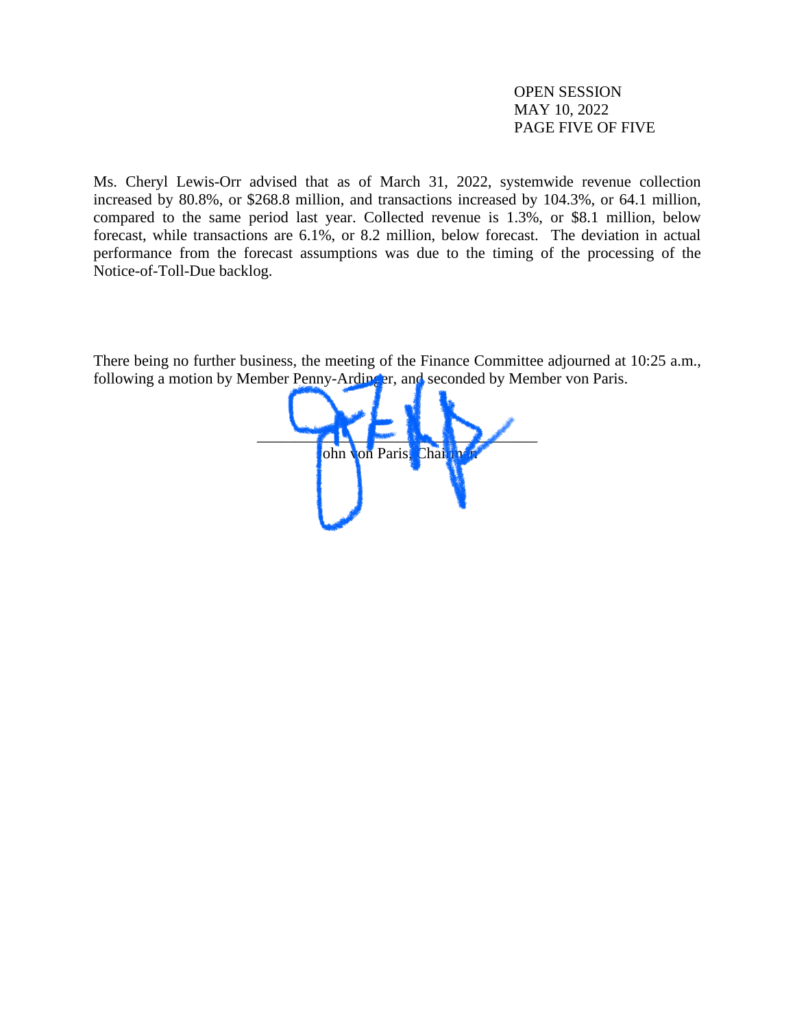Ms. Cheryl Lewis-Orr advised that as of March 31, 2022, systemwide revenue collection increased by 80.8%, or $268.8 million, and transactions increased by 104.3%, or 64.1 million, compared to the same period last year. Collected revenue is 1.3%, or $8.1 million, below forecast, while transactions are 6.1%, or 8.2 million, below forecast. The deviation in actual performance from the forecast assumptions was due to the timing of the processing of the Notice-of-Toll-Due backlog.

There being no further business, the meeting of the Finance Committee adjourned at 10:25 a.m., following a motion by Member Penny-Ardinger, and seconded by Member von Paris.

\_\_\_\_\_\_\_\_\_\_\_\_\_\_\_\_\_\_\_\_\_\_\_\_\_\_\_\_\_\_\_\_\_\_\_\_

John von Paris, Chairman